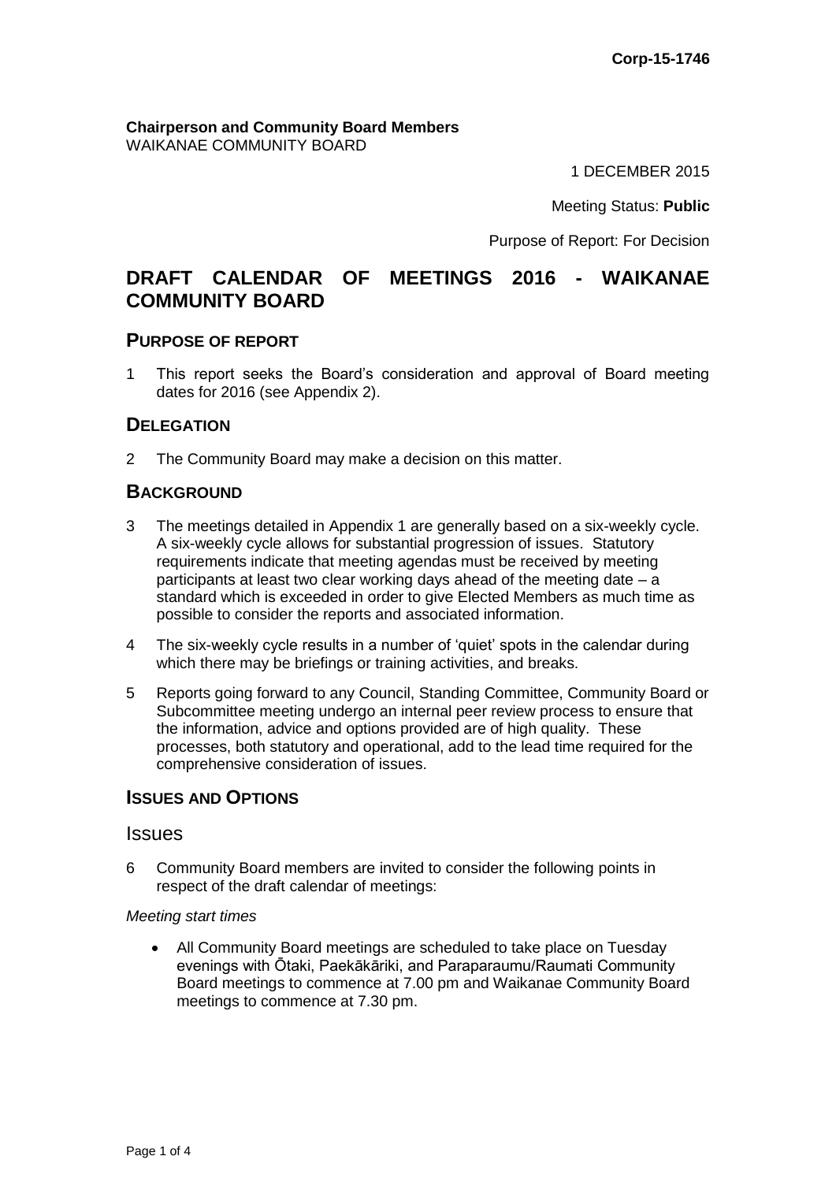**Corp-15-1746**

**Chairperson and Community Board Members**
WAIKANAE COMMUNITY BOARD

1 DECEMBER 2015

Meeting Status: **Public**

Purpose of Report: For Decision

# DRAFT CALENDAR OF MEETINGS 2016 - WAIKANAE COMMUNITY BOARD

## PURPOSE OF REPORT

1 This report seeks the Board's consideration and approval of Board meeting dates for 2016 (see Appendix 2).

## DELEGATION

2 The Community Board may make a decision on this matter.

## BACKGROUND

3 The meetings detailed in Appendix 1 are generally based on a six-weekly cycle. A six-weekly cycle allows for substantial progression of issues. Statutory requirements indicate that meeting agendas must be received by meeting participants at least two clear working days ahead of the meeting date – a standard which is exceeded in order to give Elected Members as much time as possible to consider the reports and associated information.

4 The six-weekly cycle results in a number of 'quiet' spots in the calendar during which there may be briefings or training activities, and breaks.

5 Reports going forward to any Council, Standing Committee, Community Board or Subcommittee meeting undergo an internal peer review process to ensure that the information, advice and options provided are of high quality. These processes, both statutory and operational, add to the lead time required for the comprehensive consideration of issues.

## ISSUES AND OPTIONS

### Issues

6 Community Board members are invited to consider the following points in respect of the draft calendar of meetings:

*Meeting start times*

- All Community Board meetings are scheduled to take place on Tuesday evenings with Ōtaki, Paekākāriki, and Paraparaumu/Raumati Community Board meetings to commence at 7.00 pm and Waikanae Community Board meetings to commence at 7.30 pm.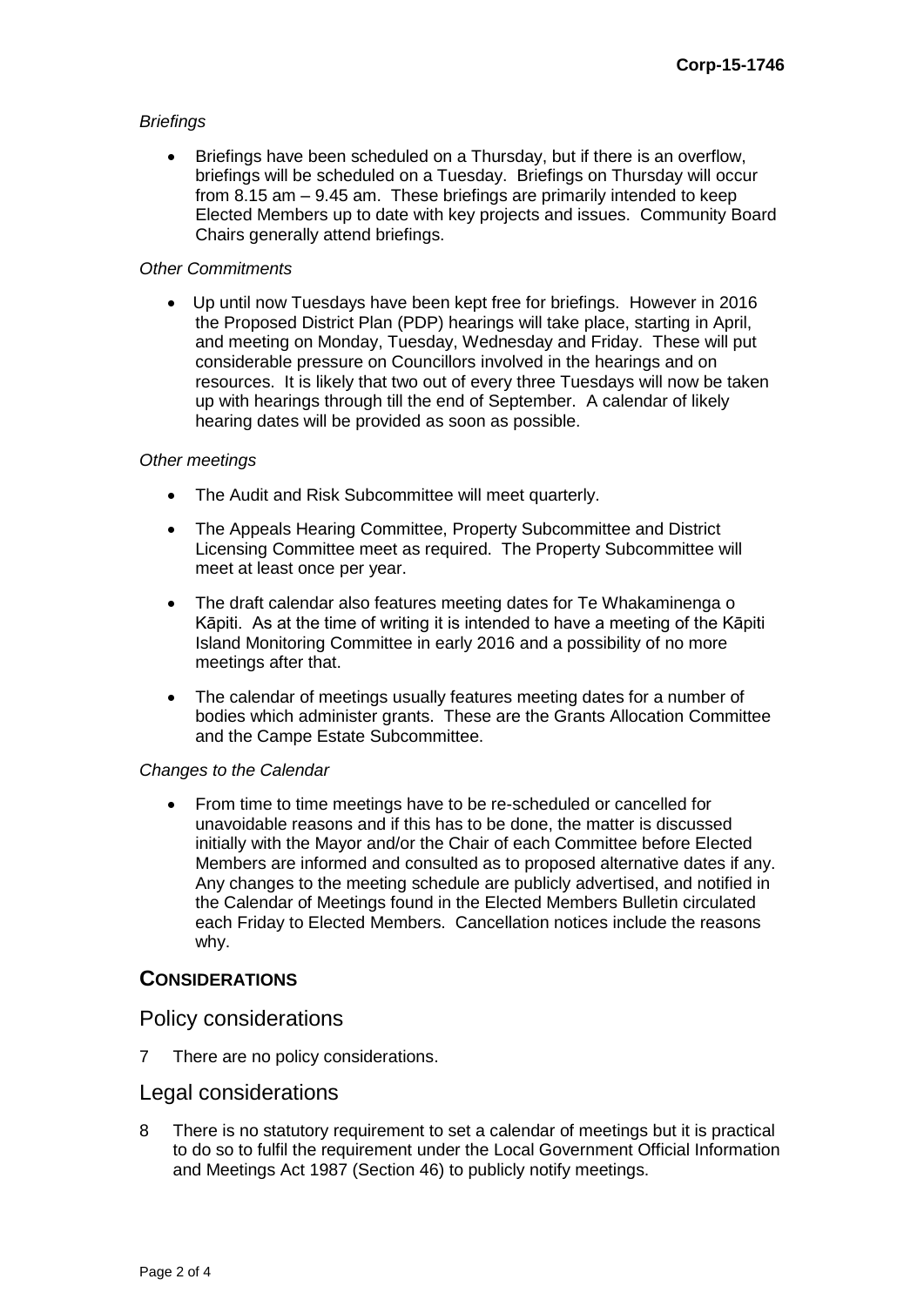*Briefings*

- Briefings have been scheduled on a Thursday, but if there is an overflow, briefings will be scheduled on a Tuesday. Briefings on Thursday will occur from 8.15 am – 9.45 am. These briefings are primarily intended to keep Elected Members up to date with key projects and issues. Community Board Chairs generally attend briefings.

*Other Commitments*

- Up until now Tuesdays have been kept free for briefings. However in 2016 the Proposed District Plan (PDP) hearings will take place, starting in April, and meeting on Monday, Tuesday, Wednesday and Friday. These will put considerable pressure on Councillors involved in the hearings and on resources. It is likely that two out of every three Tuesdays will now be taken up with hearings through till the end of September. A calendar of likely hearing dates will be provided as soon as possible.

*Other meetings*

- The Audit and Risk Subcommittee will meet quarterly.
- The Appeals Hearing Committee, Property Subcommittee and District Licensing Committee meet as required. The Property Subcommittee will meet at least once per year.
- The draft calendar also features meeting dates for Te Whakaminenga o Kāpiti. As at the time of writing it is intended to have a meeting of the Kāpiti Island Monitoring Committee in early 2016 and a possibility of no more meetings after that.
- The calendar of meetings usually features meeting dates for a number of bodies which administer grants. These are the Grants Allocation Committee and the Campe Estate Subcommittee.

*Changes to the Calendar*

- From time to time meetings have to be re-scheduled or cancelled for unavoidable reasons and if this has to be done, the matter is discussed initially with the Mayor and/or the Chair of each Committee before Elected Members are informed and consulted as to proposed alternative dates if any. Any changes to the meeting schedule are publicly advertised, and notified in the Calendar of Meetings found in the Elected Members Bulletin circulated each Friday to Elected Members. Cancellation notices include the reasons why.

## CONSIDERATIONS

### Policy considerations

7 There are no policy considerations.

### Legal considerations

8 There is no statutory requirement to set a calendar of meetings but it is practical to do so to fulfil the requirement under the Local Government Official Information and Meetings Act 1987 (Section 46) to publicly notify meetings.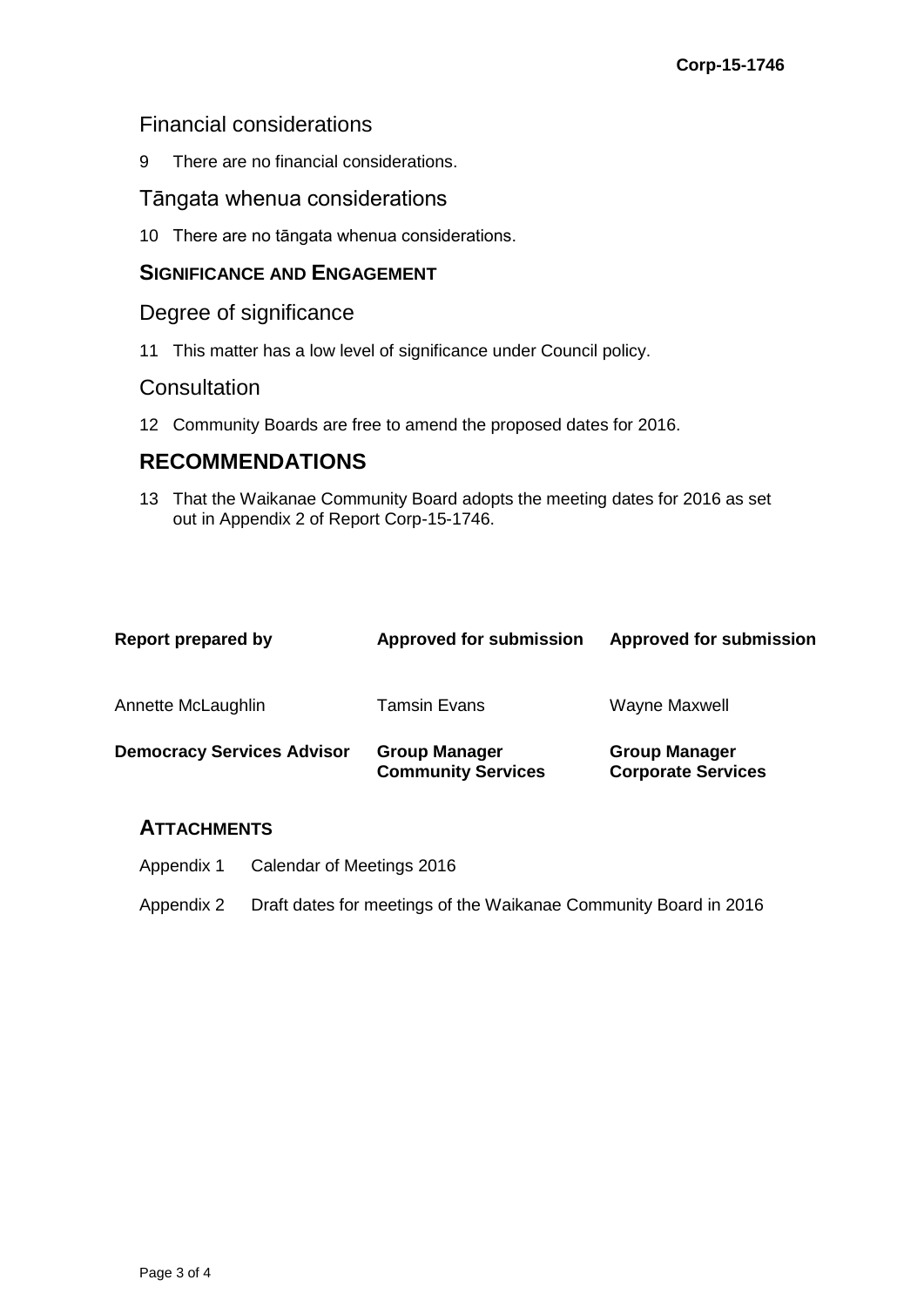### Financial considerations

9 There are no financial considerations.

### Tāngata whenua considerations

10 There are no tāngata whenua considerations.

## SIGNIFICANCE AND ENGAGEMENT

### Degree of significance

11 This matter has a low level of significance under Council policy.

### Consultation

12 Community Boards are free to amend the proposed dates for 2016.

## RECOMMENDATIONS

13 That the Waikanae Community Board adopts the meeting dates for 2016 as set out in Appendix 2 of Report Corp-15-1746.

| Report prepared by | Approved for submission | Approved for submission |
|---|---|---|
| Annette McLaughlin | Tamsin Evans | Wayne Maxwell |
| **Democracy Services Advisor** | **Group Manager Community Services** | **Group Manager Corporate Services** |

## ATTACHMENTS

Appendix 1 Calendar of Meetings 2016

Appendix 2 Draft dates for meetings of the Waikanae Community Board in 2016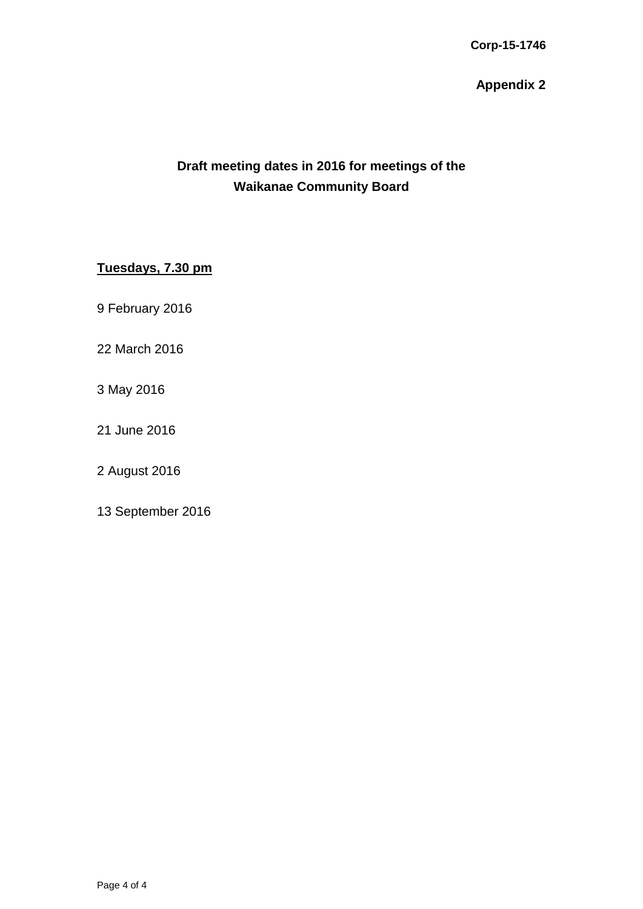**Corp-15-1746**

**Appendix 2**

# Draft meeting dates in 2016 for meetings of the Waikanae Community Board

**Tuesdays, 7.30 pm**

9 February 2016

22 March 2016

3 May 2016

21 June 2016

2 August 2016

13 September 2016